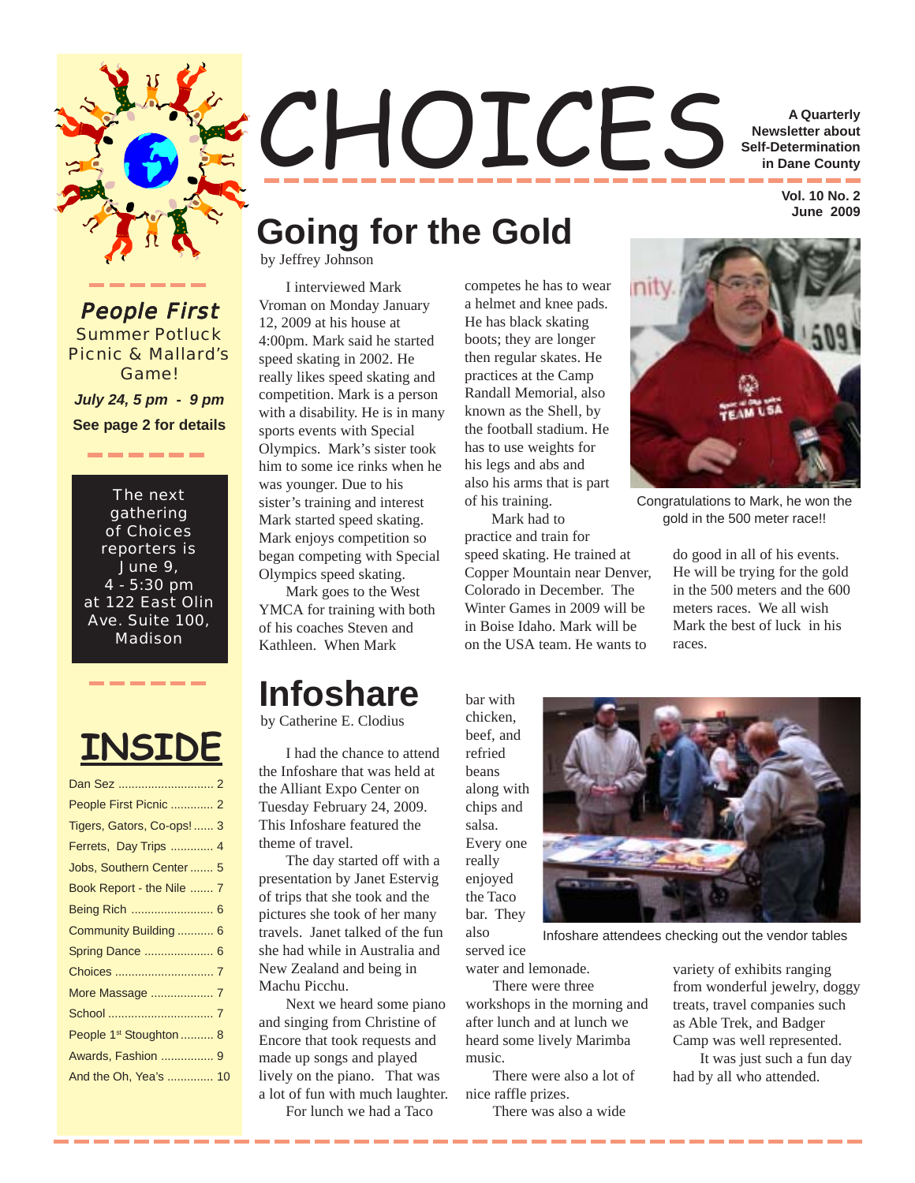# CHOICES

A Quarterly Newsletter about Self-Determination in Dane County

Vol. 10 No. 2
June 2009

## Going for the Gold

by Jeffrey Johnson

I interviewed Mark Vroman on Monday January 12, 2009 at his house at 4:00pm. Mark said he started speed skating in 2002. He really likes speed skating and competition. Mark is a person with a disability. He is in many sports events with Special Olympics. Mark's sister took him to some ice rinks when he was younger. Due to his sister's training and interest Mark started speed skating. Mark enjoys competition so began competing with Special Olympics speed skating.

Mark goes to the West YMCA for training with both of his coaches Steven and Kathleen. When Mark competes he has to wear a helmet and knee pads. He has black skating boots; they are longer then regular skates. He practices at the Camp Randall Memorial, also known as the Shell, by the football stadium. He has to use weights for his legs and abs and also his arms that is part of his training.

Mark had to practice and train for speed skating. He trained at Copper Mountain near Denver, Colorado in December. The Winter Games in 2009 will be in Boise Idaho. Mark will be on the USA team. He wants to do good in all of his events. He will be trying for the gold in the 500 meters and the 600 meters races. We all wish Mark the best of luck in his races.

Congratulations to Mark, he won the gold in the 500 meter race!!

## Infoshare

by Catherine E. Clodius

I had the chance to attend the Infoshare that was held at the Alliant Expo Center on Tuesday February 24, 2009. This Infoshare featured the theme of travel.

The day started off with a presentation by Janet Estervig of trips that she took and the pictures she took of her many travels. Janet talked of the fun she had while in Australia and New Zealand and being in Machu Picchu.

Next we heard some piano and singing from Christine of Encore that took requests and made up songs and played lively on the piano. That was a lot of fun with much laughter.

For lunch we had a Taco bar with chicken, beef, and refried beans along with chips and salsa. Every one really enjoyed the Taco bar. They also served ice water and lemonade.

There were three workshops in the morning and after lunch and at lunch we heard some lively Marimba music.

There were also a lot of nice raffle prizes.

There was also a wide variety of exhibits ranging from wonderful jewelry, doggy treats, travel companies such as Able Trek, and Badger Camp was well represented.

It was just such a fun day had by all who attended.

Infoshare attendees checking out the vendor tables

---

***People First***

Summer Potluck Picnic & Mallard's Game!

***July 24, 5 pm - 9 pm***

**See page 2 for details**

---

The next gathering of Choices reporters is June 9, 4 - 5:30 pm at 122 East Olin Ave. Suite 100, Madison

---

## INSIDE

- Dan Sez ............................. 2
- People First Picnic ............. 2
- Tigers, Gators, Co-ops! ...... 3
- Ferrets, Day Trips ............. 4
- Jobs, Southern Center ....... 5
- Book Report - the Nile ....... 7
- Being Rich ......................... 6
- Community Building ........... 6
- Spring Dance ..................... 6
- Choices ............................. 7
- More Massage ................... 7
- School ................................ 7
- People 1st Stoughton .......... 8
- Awards, Fashion ................ 9
- And the Oh, Yea's ............. 10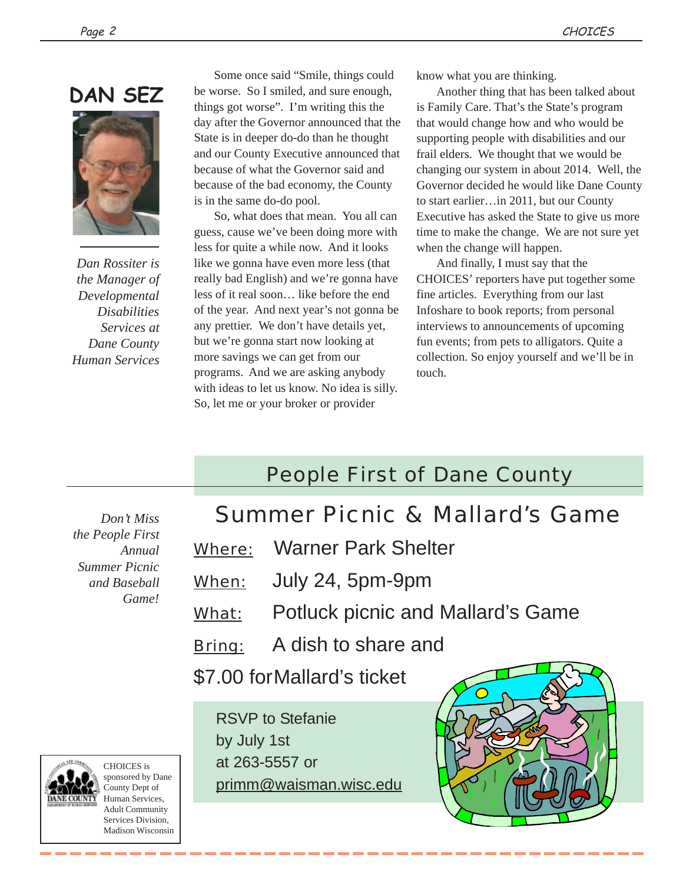## DAN SEZ

*Dan Rossiter is the Manager of Developmental Disabilities Services at Dane County Human Services*

Some once said "Smile, things could be worse. So I smiled, and sure enough, things got worse". I'm writing this the day after the Governor announced that the State is in deeper do-do than he thought and our County Executive announced that because of what the Governor said and because of the bad economy, the County is in the same do-do pool.

So, what does that mean. You all can guess, cause we've been doing more with less for quite a while now. And it looks like we gonna have even more less (that really bad English) and we're gonna have less of it real soon… like before the end of the year. And next year's not gonna be any prettier. We don't have details yet, but we're gonna start now looking at more savings we can get from our programs. And we are asking anybody with ideas to let us know. No idea is silly. So, let me or your broker or provider know what you are thinking.

Another thing that has been talked about is Family Care. That's the State's program that would change how and who would be supporting people with disabilities and our frail elders. We thought that we would be changing our system in about 2014. Well, the Governor decided he would like Dane County to start earlier…in 2011, but our County Executive has asked the State to give us more time to make the change. We are not sure yet when the change will happen.

And finally, I must say that the CHOICES' reporters have put together some fine articles. Everything from our last Infoshare to book reports; from personal interviews to announcements of upcoming fun events; from pets to alligators. Quite a collection. So enjoy yourself and we'll be in touch.

## People First of Dane County

*Don't Miss the People First Annual Summer Picnic and Baseball Game!*

### Summer Picnic & Mallard's Game

Where: Warner Park Shelter

When: July 24, 5pm-9pm

What: Potluck picnic and Mallard's Game

Bring: A dish to share and $7.00 forMallard's ticket

RSVP to Stefanie by July 1st at 263-5557 or primm@waisman.wisc.edu

CHOICES is sponsored by Dane County Dept of Human Services, Adult Community Services Division, Madison Wisconsin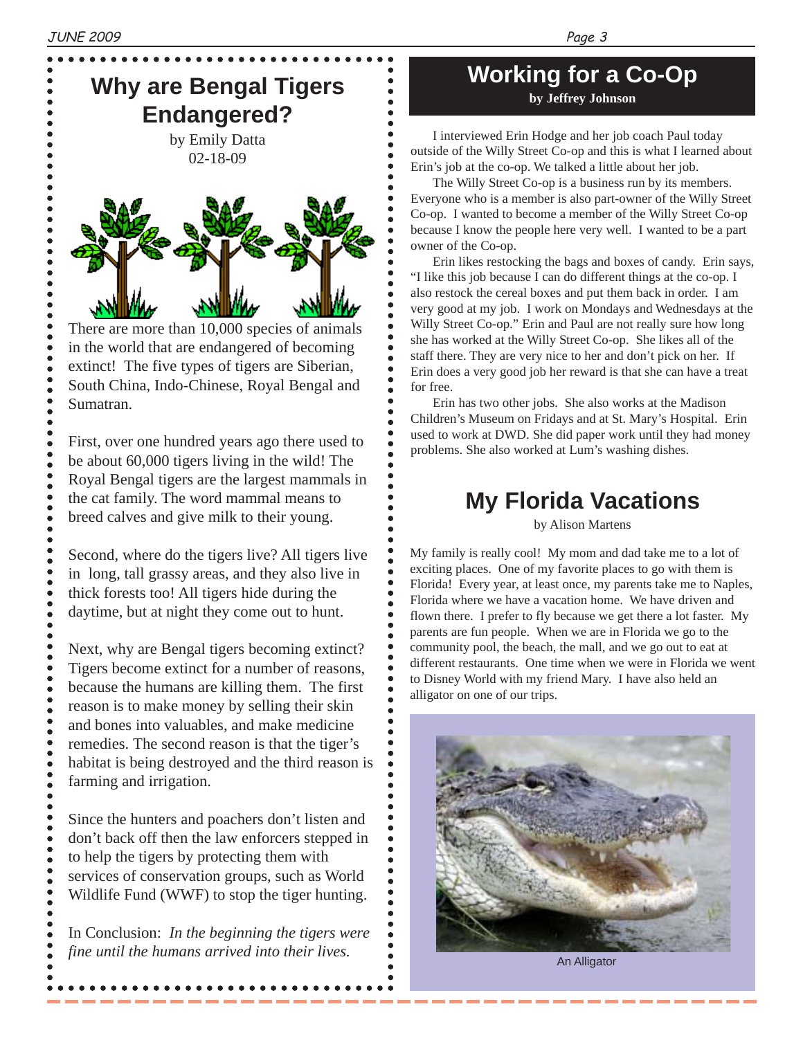## Why are Bengal Tigers Endangered?

by Emily Datta
02-18-09

There are more than 10,000 species of animals in the world that are endangered of becoming extinct! The five types of tigers are Siberian, South China, Indo-Chinese, Royal Bengal and Sumatran.

First, over one hundred years ago there used to be about 60,000 tigers living in the wild! The Royal Bengal tigers are the largest mammals in the cat family. The word mammal means to breed calves and give milk to their young.

Second, where do the tigers live? All tigers live in long, tall grassy areas, and they also live in thick forests too! All tigers hide during the daytime, but at night they come out to hunt.

Next, why are Bengal tigers becoming extinct? Tigers become extinct for a number of reasons, because the humans are killing them. The first reason is to make money by selling their skin and bones into valuables, and make medicine remedies. The second reason is that the tiger's habitat is being destroyed and the third reason is farming and irrigation.

Since the hunters and poachers don't listen and don't back off then the law enforcers stepped in to help the tigers by protecting them with services of conservation groups, such as World Wildlife Fund (WWF) to stop the tiger hunting.

In Conclusion: *In the beginning the tigers were fine until the humans arrived into their lives.*

## Working for a Co-Op

**by Jeffrey Johnson**

I interviewed Erin Hodge and her job coach Paul today outside of the Willy Street Co-op and this is what I learned about Erin's job at the co-op. We talked a little about her job.

The Willy Street Co-op is a business run by its members. Everyone who is a member is also part-owner of the Willy Street Co-op. I wanted to become a member of the Willy Street Co-op because I know the people here very well. I wanted to be a part owner of the Co-op.

Erin likes restocking the bags and boxes of candy. Erin says, "I like this job because I can do different things at the co-op. I also restock the cereal boxes and put them back in order. I am very good at my job. I work on Mondays and Wednesdays at the Willy Street Co-op." Erin and Paul are not really sure how long she has worked at the Willy Street Co-op. She likes all of the staff there. They are very nice to her and don't pick on her. If Erin does a very good job her reward is that she can have a treat for free.

Erin has two other jobs. She also works at the Madison Children's Museum on Fridays and at St. Mary's Hospital. Erin used to work at DWD. She did paper work until they had money problems. She also worked at Lum's washing dishes.

## My Florida Vacations

by Alison Martens

My family is really cool! My mom and dad take me to a lot of exciting places. One of my favorite places to go with them is Florida! Every year, at least once, my parents take me to Naples, Florida where we have a vacation home. We have driven and flown there. I prefer to fly because we get there a lot faster. My parents are fun people. When we are in Florida we go to the community pool, the beach, the mall, and we go out to eat at different restaurants. One time when we were in Florida we went to Disney World with my friend Mary. I have also held an alligator on one of our trips.

An Alligator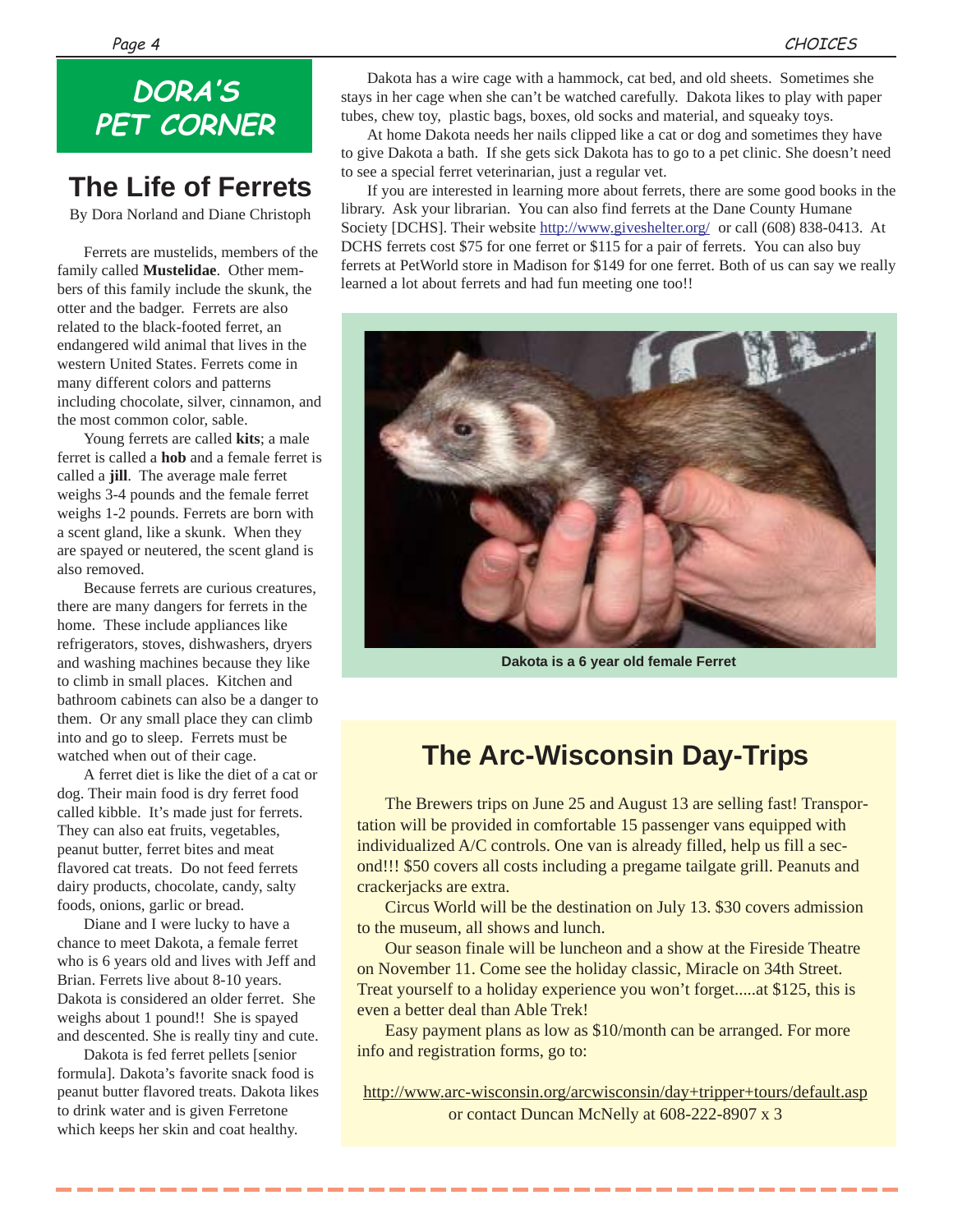# DORA'S PET CORNER

## The Life of Ferrets

By Dora Norland and Diane Christoph

Ferrets are mustelids, members of the family called **Mustelidae**. Other members of this family include the skunk, the otter and the badger. Ferrets are also related to the black-footed ferret, an endangered wild animal that lives in the western United States. Ferrets come in many different colors and patterns including chocolate, silver, cinnamon, and the most common color, sable.

Young ferrets are called **kits**; a male ferret is called a **hob** and a female ferret is called a **jill**. The average male ferret weighs 3-4 pounds and the female ferret weighs 1-2 pounds. Ferrets are born with a scent gland, like a skunk. When they are spayed or neutered, the scent gland is also removed.

Because ferrets are curious creatures, there are many dangers for ferrets in the home. These include appliances like refrigerators, stoves, dishwashers, dryers and washing machines because they like to climb in small places. Kitchen and bathroom cabinets can also be a danger to them. Or any small place they can climb into and go to sleep. Ferrets must be watched when out of their cage.

A ferret diet is like the diet of a cat or dog. Their main food is dry ferret food called kibble. It's made just for ferrets. They can also eat fruits, vegetables, peanut butter, ferret bites and meat flavored cat treats. Do not feed ferrets dairy products, chocolate, candy, salty foods, onions, garlic or bread.

Diane and I were lucky to have a chance to meet Dakota, a female ferret who is 6 years old and lives with Jeff and Brian. Ferrets live about 8-10 years. Dakota is considered an older ferret. She weighs about 1 pound!! She is spayed and descented. She is really tiny and cute.

Dakota is fed ferret pellets [senior formula]. Dakota's favorite snack food is peanut butter flavored treats. Dakota likes to drink water and is given Ferretone which keeps her skin and coat healthy.

Dakota has a wire cage with a hammock, cat bed, and old sheets. Sometimes she stays in her cage when she can't be watched carefully. Dakota likes to play with paper tubes, chew toy, plastic bags, boxes, old socks and material, and squeaky toys.

At home Dakota needs her nails clipped like a cat or dog and sometimes they have to give Dakota a bath. If she gets sick Dakota has to go to a pet clinic. She doesn't need to see a special ferret veterinarian, just a regular vet.

If you are interested in learning more about ferrets, there are some good books in the library. Ask your librarian. You can also find ferrets at the Dane County Humane Society [DCHS]. Their website http://www.giveshelter.org/ or call (608) 838-0413. At DCHS ferrets cost $75 for one ferret or $115 for a pair of ferrets. You can also buy ferrets at PetWorld store in Madison for $149 for one ferret. Both of us can say we really learned a lot about ferrets and had fun meeting one too!!

**Dakota is a 6 year old female Ferret**

## The Arc-Wisconsin Day-Trips

The Brewers trips on June 25 and August 13 are selling fast! Transportation will be provided in comfortable 15 passenger vans equipped with individualized A/C controls. One van is already filled, help us fill a second!!! $50 covers all costs including a pregame tailgate grill. Peanuts and crackerjacks are extra.

Circus World will be the destination on July 13. $30 covers admission to the museum, all shows and lunch.

Our season finale will be luncheon and a show at the Fireside Theatre on November 11. Come see the holiday classic, Miracle on 34th Street. Treat yourself to a holiday experience you won't forget.....at $125, this is even a better deal than Able Trek!

Easy payment plans as low as $10/month can be arranged. For more info and registration forms, go to:

http://www.arc-wisconsin.org/arcwisconsin/day+tripper+tours/default.asp
or contact Duncan McNelly at 608-222-8907 x 3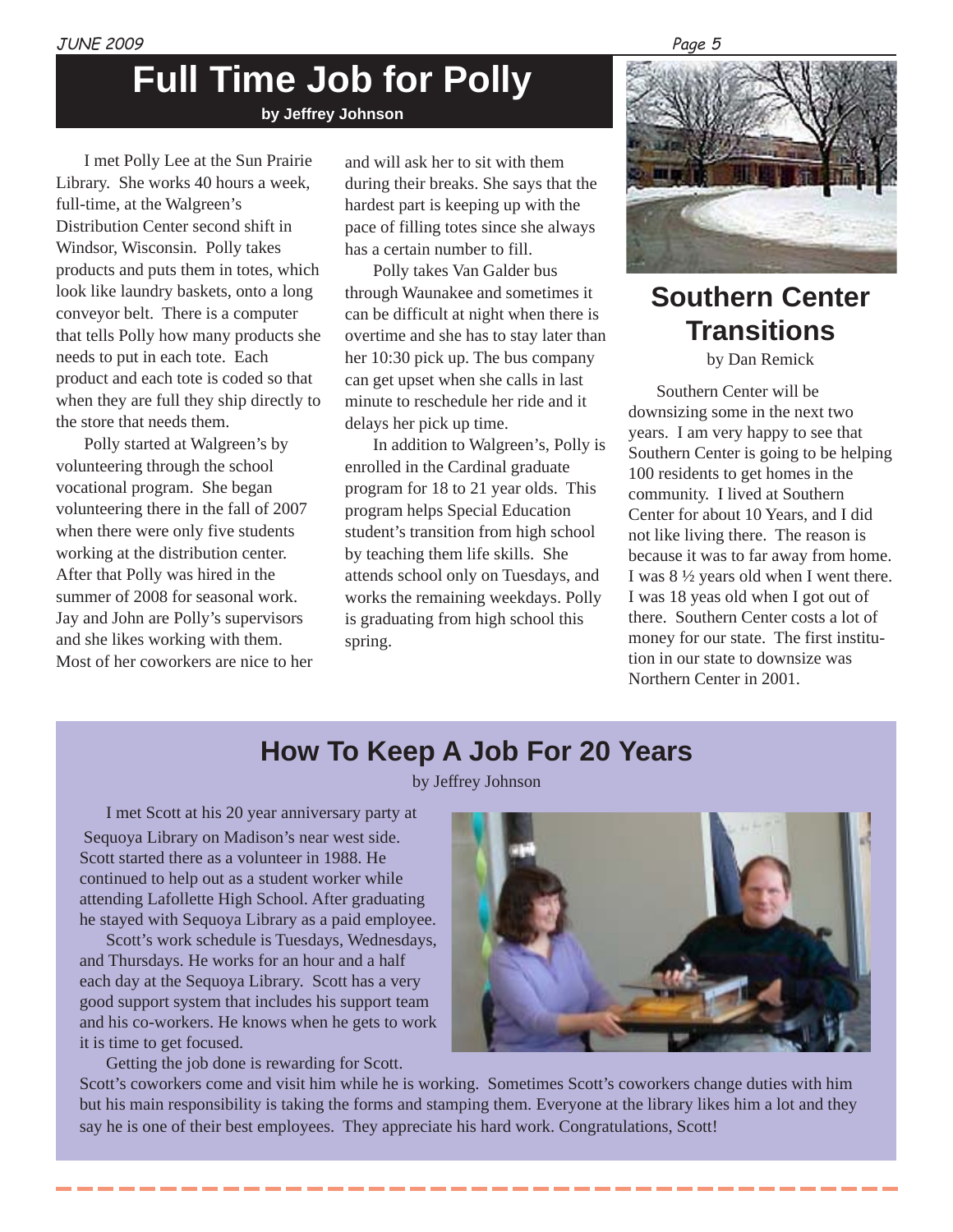# Full Time Job for Polly

**by Jeffrey Johnson**

I met Polly Lee at the Sun Prairie Library. She works 40 hours a week, full-time, at the Walgreen's Distribution Center second shift in Windsor, Wisconsin. Polly takes products and puts them in totes, which look like laundry baskets, onto a long conveyor belt. There is a computer that tells Polly how many products she needs to put in each tote. Each product and each tote is coded so that when they are full they ship directly to the store that needs them.

Polly started at Walgreen's by volunteering through the school vocational program. She began volunteering there in the fall of 2007 when there were only five students working at the distribution center. After that Polly was hired in the summer of 2008 for seasonal work. Jay and John are Polly's supervisors and she likes working with them. Most of her coworkers are nice to her and will ask her to sit with them during their breaks. She says that the hardest part is keeping up with the pace of filling totes since she always has a certain number to fill.

Polly takes Van Galder bus through Waunakee and sometimes it can be difficult at night when there is overtime and she has to stay later than her 10:30 pick up. The bus company can get upset when she calls in last minute to reschedule her ride and it delays her pick up time.

In addition to Walgreen's, Polly is enrolled in the Cardinal graduate program for 18 to 21 year olds. This program helps Special Education student's transition from high school by teaching them life skills. She attends school only on Tuesdays, and works the remaining weekdays. Polly is graduating from high school this spring.

# Southern Center Transitions

by Dan Remick

Southern Center will be downsizing some in the next two years. I am very happy to see that Southern Center is going to be helping 100 residents to get homes in the community. I lived at Southern Center for about 10 Years, and I did not like living there. The reason is because it was to far away from home. I was 8 ½ years old when I went there. I was 18 yeas old when I got out of there. Southern Center costs a lot of money for our state. The first institution in our state to downsize was Northern Center in 2001.

# How To Keep A Job For 20 Years

by Jeffrey Johnson

I met Scott at his 20 year anniversary party at Sequoya Library on Madison's near west side. Scott started there as a volunteer in 1988. He continued to help out as a student worker while attending Lafollette High School. After graduating he stayed with Sequoya Library as a paid employee.

Scott's work schedule is Tuesdays, Wednesdays, and Thursdays. He works for an hour and a half each day at the Sequoya Library. Scott has a very good support system that includes his support team and his co-workers. He knows when he gets to work it is time to get focused.

Getting the job done is rewarding for Scott. Scott's coworkers come and visit him while he is working. Sometimes Scott's coworkers change duties with him but his main responsibility is taking the forms and stamping them. Everyone at the library likes him a lot and they say he is one of their best employees. They appreciate his hard work. Congratulations, Scott!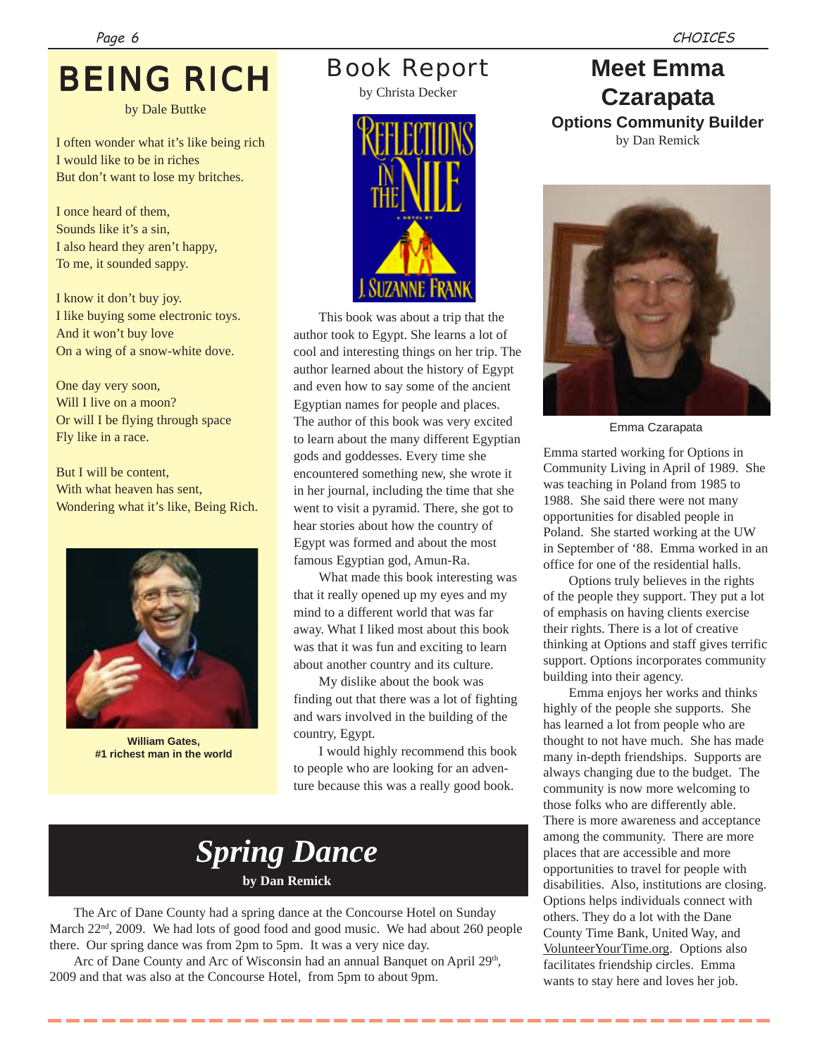# BEING RICH

by Dale Buttke

I often wonder what it's like being rich
I would like to be in riches
But don't want to lose my britches.

I once heard of them,
Sounds like it's a sin,
I also heard they aren't happy,
To me, it sounded sappy.

I know it don't buy joy.
I like buying some electronic toys.
And it won't buy love
On a wing of a snow-white dove.

One day very soon,
Will I live on a moon?
Or will I be flying through space
Fly like in a race.

But I will be content,
With what heaven has sent,
Wondering what it's like, Being Rich.

**William Gates,**
**#1 richest man in the world**

# Book Report

by Christa Decker

This book was about a trip that the author took to Egypt. She learns a lot of cool and interesting things on her trip. The author learned about the history of Egypt and even how to say some of the ancient Egyptian names for people and places. The author of this book was very excited to learn about the many different Egyptian gods and goddesses. Every time she encountered something new, she wrote it in her journal, including the time that she went to visit a pyramid. There, she got to hear stories about how the country of Egypt was formed and about the most famous Egyptian god, Amun-Ra.

What made this book interesting was that it really opened up my eyes and my mind to a different world that was far away. What I liked most about this book was that it was fun and exciting to learn about another country and its culture.

My dislike about the book was finding out that there was a lot of fighting and wars involved in the building of the country, Egypt.

I would highly recommend this book to people who are looking for an adventure because this was a really good book.

# Spring Dance

**by Dan Remick**

The Arc of Dane County had a spring dance at the Concourse Hotel on Sunday March 22nd, 2009. We had lots of good food and good music. We had about 260 people there. Our spring dance was from 2pm to 5pm. It was a very nice day.

Arc of Dane County and Arc of Wisconsin had an annual Banquet on April 29th, 2009 and that was also at the Concourse Hotel, from 5pm to about 9pm.

# Meet Emma Czarapata

**Options Community Builder**

by Dan Remick

Emma Czarapata

Emma started working for Options in Community Living in April of 1989. She was teaching in Poland from 1985 to 1988. She said there were not many opportunities for disabled people in Poland. She started working at the UW in September of '88. Emma worked in an office for one of the residential halls.

Options truly believes in the rights of the people they support. They put a lot of emphasis on having clients exercise their rights. There is a lot of creative thinking at Options and staff gives terrific support. Options incorporates community building into their agency.

Emma enjoys her works and thinks highly of the people she supports. She has learned a lot from people who are thought to not have much. She has made many in-depth friendships. Supports are always changing due to the budget. The community is now more welcoming to those folks who are differently able. There is more awareness and acceptance among the community. There are more places that are accessible and more opportunities to travel for people with disabilities. Also, institutions are closing. Options helps individuals connect with others. They do a lot with the Dane County Time Bank, United Way, and VolunteerYourTime.org. Options also facilitates friendship circles. Emma wants to stay here and loves her job.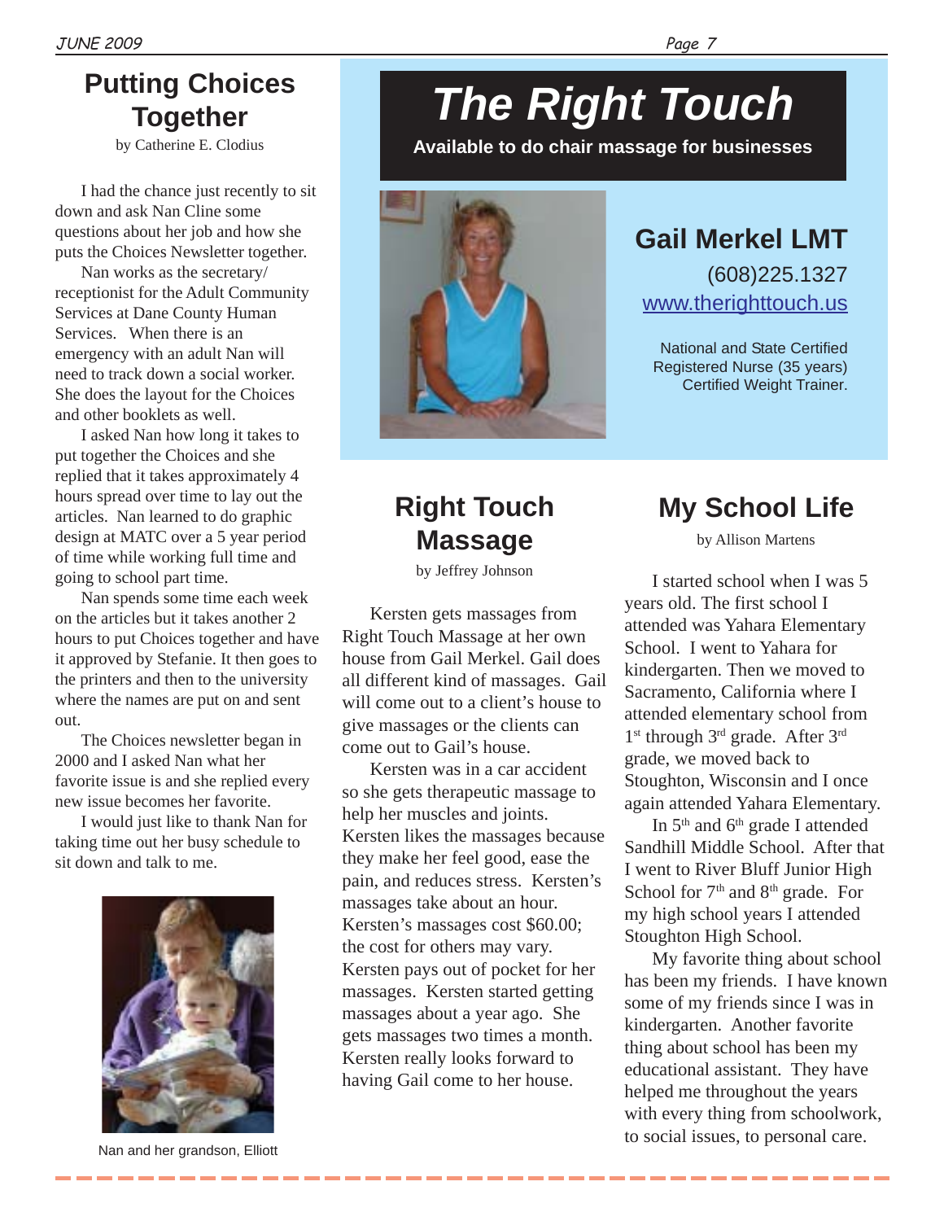## Putting Choices Together

by Catherine E. Clodius

I had the chance just recently to sit down and ask Nan Cline some questions about her job and how she puts the Choices Newsletter together.

Nan works as the secretary/receptionist for the Adult Community Services at Dane County Human Services. When there is an emergency with an adult Nan will need to track down a social worker. She does the layout for the Choices and other booklets as well.

I asked Nan how long it takes to put together the Choices and she replied that it takes approximately 4 hours spread over time to lay out the articles. Nan learned to do graphic design at MATC over a 5 year period of time while working full time and going to school part time.

Nan spends some time each week on the articles but it takes another 2 hours to put Choices together and have it approved by Stefanie. It then goes to the printers and then to the university where the names are put on and sent out.

The Choices newsletter began in 2000 and I asked Nan what her favorite issue is and she replied every new issue becomes her favorite.

I would just like to thank Nan for taking time out her busy schedule to sit down and talk to me.

Nan and her grandson, Elliott

# The Right Touch

**Available to do chair massage for businesses**

**Gail Merkel LMT**

(608)225.1327

www.therighttouch.us

National and State Certified
Registered Nurse (35 years)
Certified Weight Trainer.

## Right Touch Massage

by Jeffrey Johnson

Kersten gets massages from Right Touch Massage at her own house from Gail Merkel. Gail does all different kind of massages. Gail will come out to a client's house to give massages or the clients can come out to Gail's house.

Kersten was in a car accident so she gets therapeutic massage to help her muscles and joints. Kersten likes the massages because they make her feel good, ease the pain, and reduces stress. Kersten's massages take about an hour. Kersten's massages cost $60.00; the cost for others may vary. Kersten pays out of pocket for her massages. Kersten started getting massages about a year ago. She gets massages two times a month. Kersten really looks forward to having Gail come to her house.

## My School Life

by Allison Martens

I started school when I was 5 years old. The first school I attended was Yahara Elementary School. I went to Yahara for kindergarten. Then we moved to Sacramento, California where I attended elementary school from 1st through 3rd grade. After 3rd grade, we moved back to Stoughton, Wisconsin and I once again attended Yahara Elementary.

In 5th and 6th grade I attended Sandhill Middle School. After that I went to River Bluff Junior High School for 7th and 8th grade. For my high school years I attended Stoughton High School.

My favorite thing about school has been my friends. I have known some of my friends since I was in kindergarten. Another favorite thing about school has been my educational assistant. They have helped me throughout the years with every thing from schoolwork, to social issues, to personal care.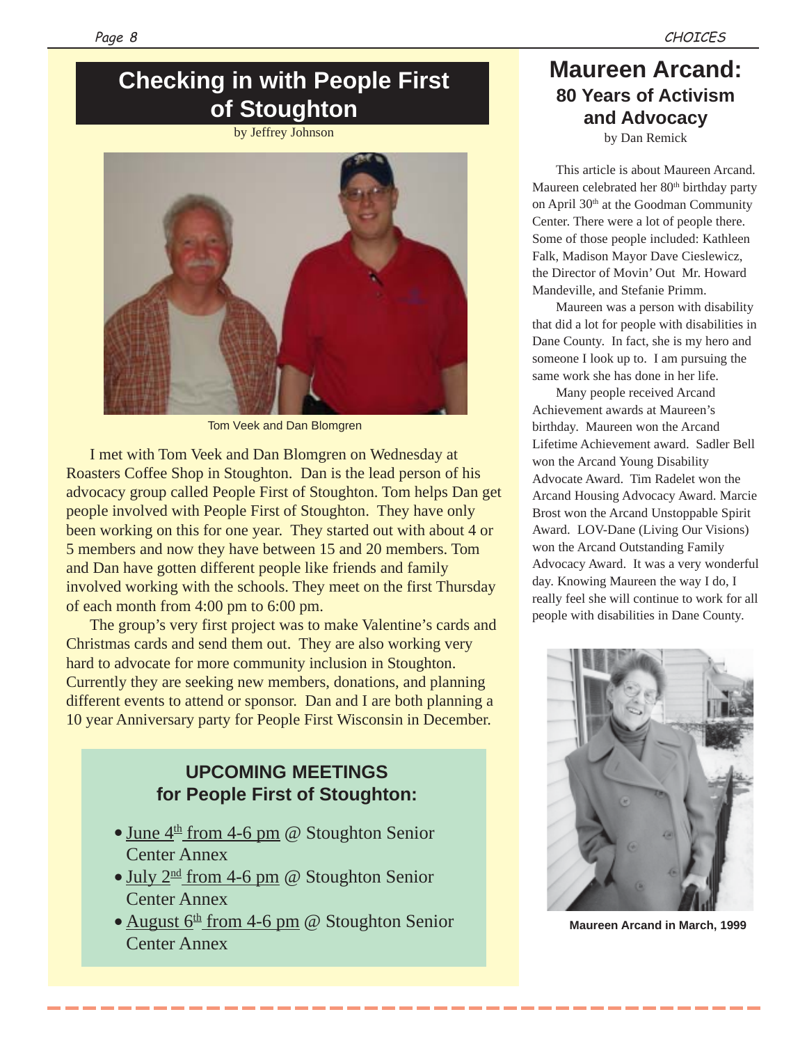## Checking in with People First of Stoughton

by Jeffrey Johnson

Tom Veek and Dan Blomgren

I met with Tom Veek and Dan Blomgren on Wednesday at Roasters Coffee Shop in Stoughton. Dan is the lead person of his advocacy group called People First of Stoughton. Tom helps Dan get people involved with People First of Stoughton. They have only been working on this for one year. They started out with about 4 or 5 members and now they have between 15 and 20 members. Tom and Dan have gotten different people like friends and family involved working with the schools. They meet on the first Thursday of each month from 4:00 pm to 6:00 pm.

The group's very first project was to make Valentine's cards and Christmas cards and send them out. They are also working very hard to advocate for more community inclusion in Stoughton. Currently they are seeking new members, donations, and planning different events to attend or sponsor. Dan and I are both planning a 10 year Anniversary party for People First Wisconsin in December.

### UPCOMING MEETINGS for People First of Stoughton:

- June 4th from 4-6 pm @ Stoughton Senior Center Annex
- July 2nd from 4-6 pm @ Stoughton Senior Center Annex
- August 6th from 4-6 pm @ Stoughton Senior Center Annex

## Maureen Arcand: 80 Years of Activism and Advocacy

by Dan Remick

This article is about Maureen Arcand. Maureen celebrated her 80th birthday party on April 30th at the Goodman Community Center. There were a lot of people there. Some of those people included: Kathleen Falk, Madison Mayor Dave Cieslewicz, the Director of Movin' Out Mr. Howard Mandeville, and Stefanie Primm.

Maureen was a person with disability that did a lot for people with disabilities in Dane County. In fact, she is my hero and someone I look up to. I am pursuing the same work she has done in her life.

Many people received Arcand Achievement awards at Maureen's birthday. Maureen won the Arcand Lifetime Achievement award. Sadler Bell won the Arcand Young Disability Advocate Award. Tim Radelet won the Arcand Housing Advocacy Award. Marcie Brost won the Arcand Unstoppable Spirit Award. LOV-Dane (Living Our Visions) won the Arcand Outstanding Family Advocacy Award. It was a very wonderful day. Knowing Maureen the way I do, I really feel she will continue to work for all people with disabilities in Dane County.

**Maureen Arcand in March, 1999**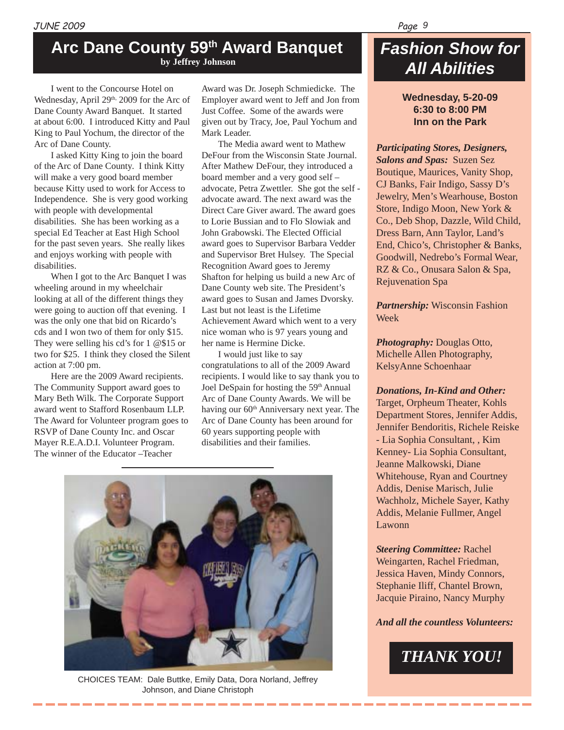# Arc Dane County 59th Award Banquet

**by Jeffrey Johnson**

I went to the Concourse Hotel on Wednesday, April 29th, 2009 for the Arc of Dane County Award Banquet. It started at about 6:00. I introduced Kitty and Paul King to Paul Yochum, the director of the Arc of Dane County.

I asked Kitty King to join the board of the Arc of Dane County. I think Kitty will make a very good board member because Kitty used to work for Access to Independence. She is very good working with people with developmental disabilities. She has been working as a special Ed Teacher at East High School for the past seven years. She really likes and enjoys working with people with disabilities.

When I got to the Arc Banquet I was wheeling around in my wheelchair looking at all of the different things they were going to auction off that evening. I was the only one that bid on Ricardo's cds and I won two of them for only $15. They were selling his cd's for 1 @$15 or two for $25. I think they closed the Silent action at 7:00 pm.

Here are the 2009 Award recipients. The Community Support award goes to Mary Beth Wilk. The Corporate Support award went to Stafford Rosenbaum LLP. The Award for Volunteer program goes to RSVP of Dane County Inc. and Oscar Mayer R.E.A.D.I. Volunteer Program. The winner of the Educator –Teacher Award was Dr. Joseph Schmiedicke. The Employer award went to Jeff and Jon from Just Coffee. Some of the awards were given out by Tracy, Joe, Paul Yochum and Mark Leader.

The Media award went to Mathew DeFour from the Wisconsin State Journal. After Mathew DeFour, they introduced a board member and a very good self – advocate, Petra Zwettler. She got the self - advocate award. The next award was the Direct Care Giver award. The award goes to Lorie Bussian and to Flo Slowiak and John Grabowski. The Elected Official award goes to Supervisor Barbara Vedder and Supervisor Bret Hulsey. The Special Recognition Award goes to Jeremy Shafton for helping us build a new Arc of Dane County web site. The President's award goes to Susan and James Dvorsky. Last but not least is the Lifetime Achievement Award which went to a very nice woman who is 97 years young and her name is Hermine Dicke.

I would just like to say congratulations to all of the 2009 Award recipients. I would like to say thank you to Joel DeSpain for hosting the 59th Annual Arc of Dane County Awards. We will be having our 60th Anniversary next year. The Arc of Dane County has been around for 60 years supporting people with disabilities and their families.

CHOICES TEAM: Dale Buttke, Emily Data, Dora Norland, Jeffrey Johnson, and Diane Christoph

# Fashion Show for All Abilities

**Wednesday, 5-20-09**
**6:30 to 8:00 PM**
**Inn on the Park**

***Participating Stores, Designers, Salons and Spas:*** Suzen Sez Boutique, Maurices, Vanity Shop, CJ Banks, Fair Indigo, Sassy D's Jewelry, Men's Wearhouse, Boston Store, Indigo Moon, New York & Co., Deb Shop, Dazzle, Wild Child, Dress Barn, Ann Taylor, Land's End, Chico's, Christopher & Banks, Goodwill, Nedrebo's Formal Wear, RZ & Co., Onusara Salon & Spa, Rejuvenation Spa

***Partnership:*** Wisconsin Fashion Week

***Photography:*** Douglas Otto, Michelle Allen Photography, KelsyAnne Schoenhaar

***Donations, In-Kind and Other:*** Target, Orpheum Theater, Kohls Department Stores, Jennifer Addis, Jennifer Bendoritis, Richele Reiske - Lia Sophia Consultant, , Kim Kenney- Lia Sophia Consultant, Jeanne Malkowski, Diane Whitehouse, Ryan and Courtney Addis, Denise Marisch, Julie Wachholz, Michele Sayer, Kathy Addis, Melanie Fullmer, Angel Lawonn

***Steering Committee:*** Rachel Weingarten, Rachel Friedman, Jessica Haven, Mindy Connors, Stephanie Iliff, Chantel Brown, Jacquie Piraino, Nancy Murphy

***And all the countless Volunteers:***

***THANK YOU!***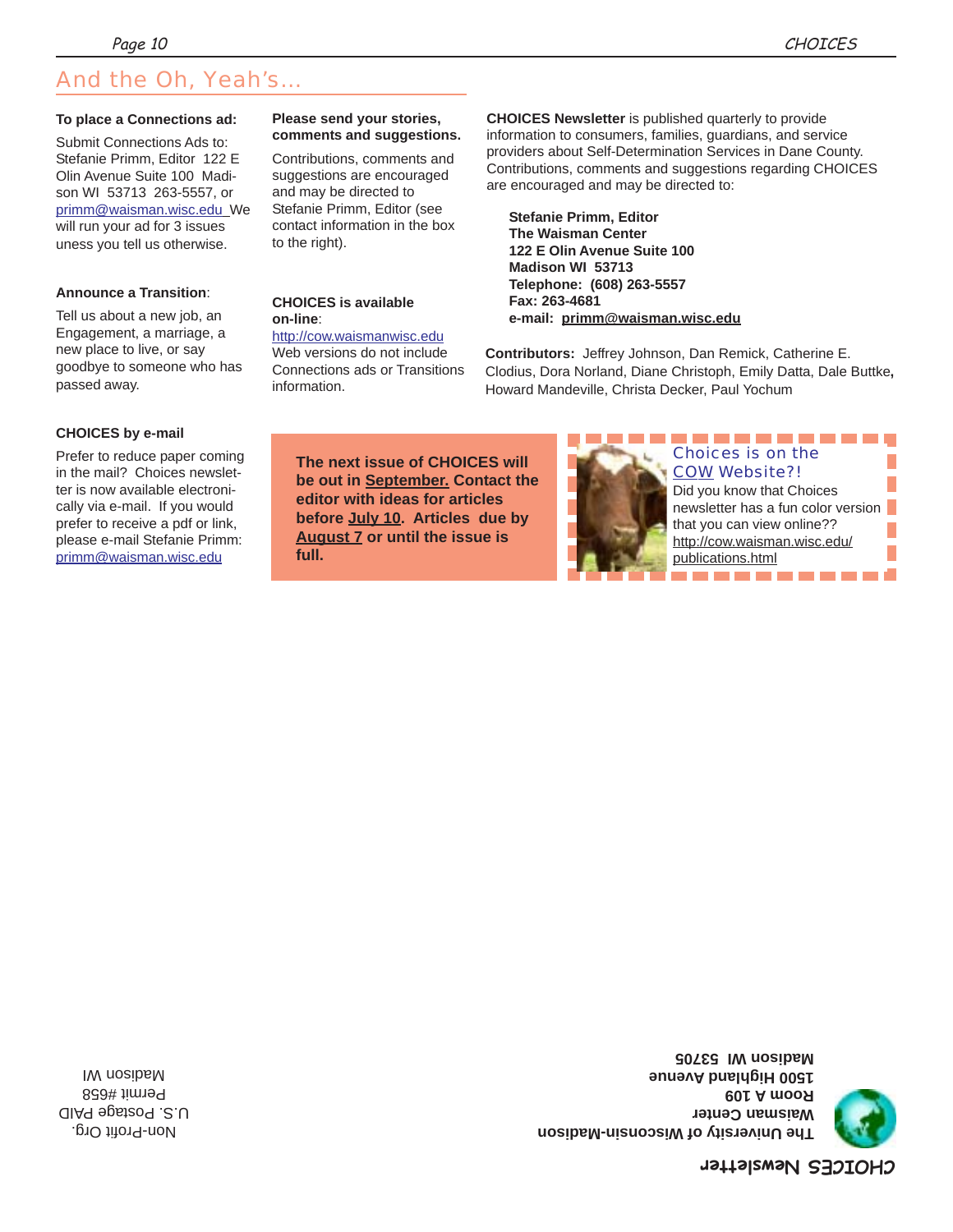## And the Oh, Yeah's...

**To place a Connections ad:**

Submit Connections Ads to: Stefanie Primm, Editor 122 E Olin Avenue Suite 100 Madison WI 53713 263-5557, or primm@waisman.wisc.edu We will run your ad for 3 issues uness you tell us otherwise.

**Announce a Transition**:

Tell us about a new job, an Engagement, a marriage, a new place to live, or say goodbye to someone who has passed away.

**CHOICES by e-mail**

Prefer to reduce paper coming in the mail? Choices newsletter is now available electronically via e-mail. If you would prefer to receive a pdf or link, please e-mail Stefanie Primm: primm@waisman.wisc.edu

**Please send your stories, comments and suggestions.**

Contributions, comments and suggestions are encouraged and may be directed to Stefanie Primm, Editor (see contact information in the box to the right).

**CHOICES is available on-line**:

http://cow.waismanwisc.edu

Web versions do not include Connections ads or Transitions information.

**CHOICES Newsletter** is published quarterly to provide information to consumers, families, guardians, and service providers about Self-Determination Services in Dane County. Contributions, comments and suggestions regarding CHOICES are encouraged and may be directed to:

**Stefanie Primm, Editor**
**The Waisman Center**
**122 E Olin Avenue Suite 100**
**Madison WI 53713**
**Telephone: (608) 263-5557**
**Fax: 263-4681**
**e-mail: primm@waisman.wisc.edu**

**Contributors:** Jeffrey Johnson, Dan Remick, Catherine E. Clodius, Dora Norland, Diane Christoph, Emily Datta, Dale Buttke, Howard Mandeville, Christa Decker, Paul Yochum

**The next issue of CHOICES will be out in September. Contact the editor with ideas for articles before July 10. Articles due by August 7 or until the issue is full.**

Choices is on the COW Website?!

Did you know that Choices newsletter has a fun color version that you can view online?? http://cow.waisman.wisc.edu/publications.html

**CHOICES Newsletter**

**The University of Wisconsin-Madison**
**Waisman Center**
**Room A 109**
**1500 Highland Avenue**
**Madison WI 53705**

Non-Profit Org.
U.S. Postage PAID
Permit #658
Madison WI